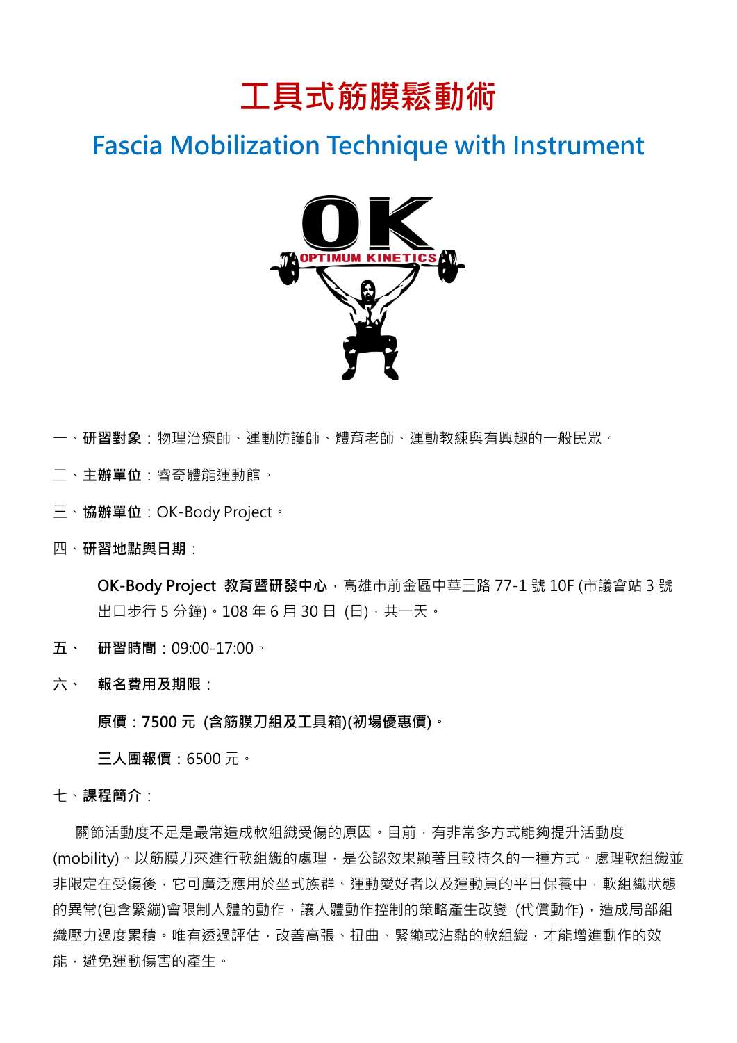# 工具式筋膜鬆動術

## Fascia Mobilization Technique with Instrument

一、**研習對象**：物理治療師、運動防護師、體育老師、運動教練與有興趣的一般民眾。

二、**主辦單位**：睿奇體能運動館。

三、**協辦單位**：OK-Body Project。

四、**研習地點與日期**：

**OK-Body Project 教育暨研發中心**，高雄市前金區中華三路 77-1 號 10F (市議會站 3 號出口步行 5 分鐘)。108 年 6 月 30 日 (日)，共一天。

**五、 研習時間**：09:00-17:00。

**六、 報名費用及期限**：

**原價：7500 元 (含筋膜刀組及工具箱)(初場優惠價)。**

**三人團報價：**6500 元。

七、**課程簡介**：

關節活動度不足是最常造成軟組織受傷的原因。目前，有非常多方式能夠提升活動度(mobility)。以筋膜刀來進行軟組織的處理，是公認效果顯著且較持久的一種方式。處理軟組織並非限定在受傷後，它可廣泛應用於坐式族群、運動愛好者以及運動員的平日保養中，軟組織狀態的異常(包含緊繃)會限制人體的動作，讓人體動作控制的策略產生改變 (代償動作)，造成局部組織壓力過度累積。唯有透過評估，改善高張、扭曲、緊繃或沾黏的軟組織，才能增進動作的效能，避免運動傷害的產生。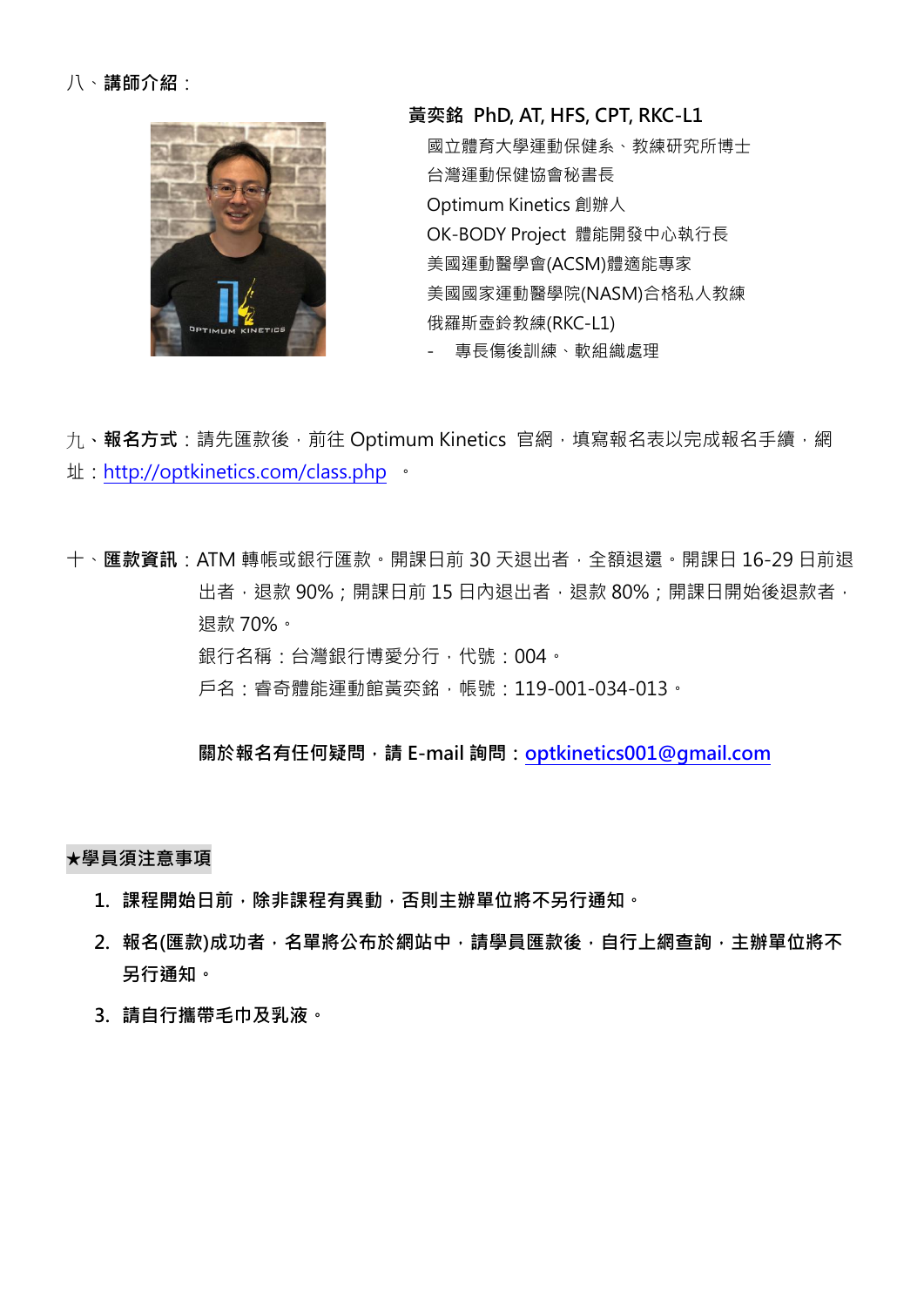八、**講師介紹**：

**黃奕銘 PhD, AT, HFS, CPT, RKC-L1**

國立體育大學運動保健系、教練研究所博士
台灣運動保健協會秘書長
Optimum Kinetics 創辦人
OK-BODY Project 體能開發中心執行長
美國運動醫學會(ACSM)體適能專家
美國國家運動醫學院(NASM)合格私人教練
俄羅斯壺鈴教練(RKC-L1)

- 專長傷後訓練、軟組織處理

九、**報名方式**：請先匯款後，前往 Optimum Kinetics 官網，填寫報名表以完成報名手續，網址：http://optkinetics.com/class.php 。

十、**匯款資訊**：ATM 轉帳或銀行匯款。開課日前 30 天退出者，全額退還。開課日 16-29 日前退出者，退款 90%；開課日前 15 日內退出者，退款 80%；開課日開始後退款者，退款 70%。

銀行名稱：台灣銀行博愛分行，代號：004。

戶名：睿奇體能運動館黃奕銘，帳號：119-001-034-013。

**關於報名有任何疑問，請 E-mail 詢問：optkinetics001@gmail.com**

**★學員須注意事項**

1. **課程開始日前，除非課程有異動，否則主辦單位將不另行通知。**
2. **報名(匯款)成功者，名單將公布於網站中，請學員匯款後，自行上網查詢，主辦單位將不另行通知。**
3. **請自行攜帶毛巾及乳液。**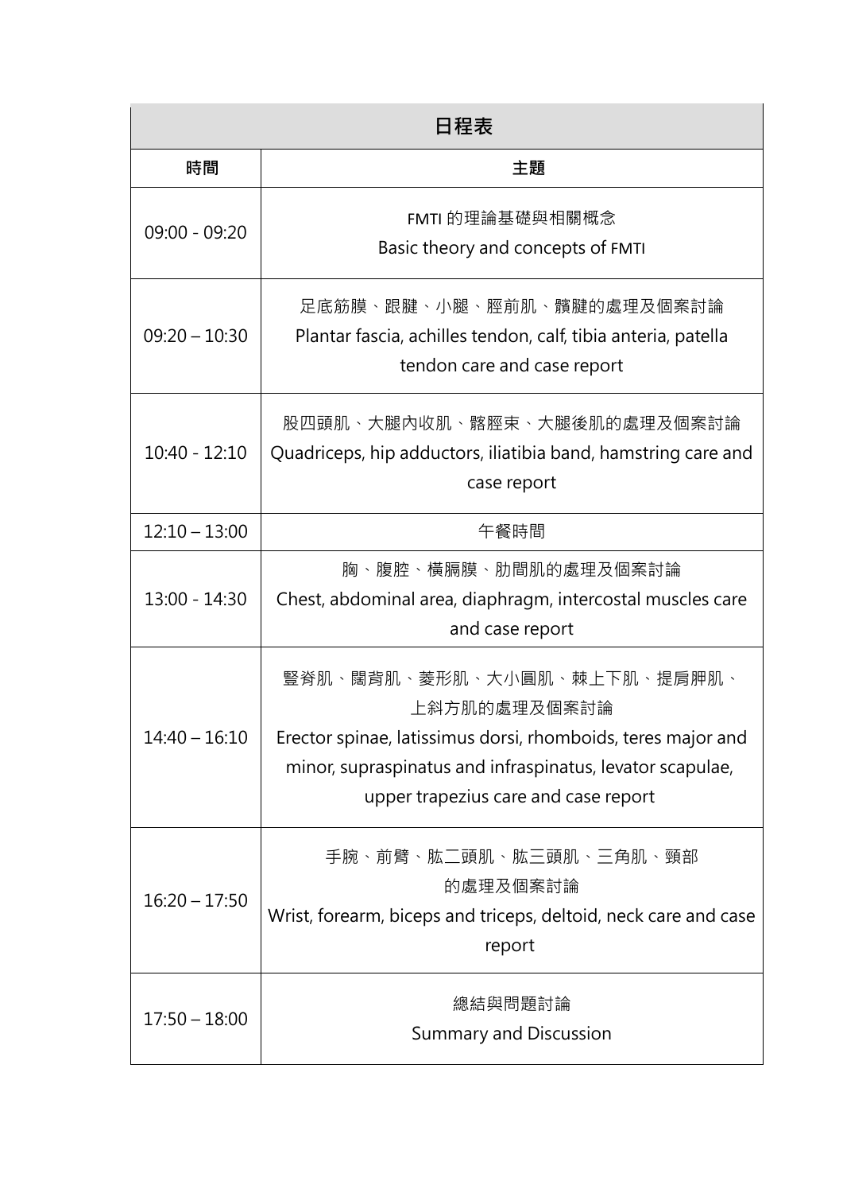| 日程表 | |
|---|---|
| **時間** | **主題** |
| 09:00 - 09:20 | FMTI 的理論基礎與相關概念<br>Basic theory and concepts of FMTI |
| 09:20 – 10:30 | 足底筋膜、跟腱、小腿、脛前肌、髖腱的處理及個案討論<br>Plantar fascia, achilles tendon, calf, tibia anteria, patella tendon care and case report |
| 10:40 - 12:10 | 股四頭肌、大腿內收肌、髂脛束、大腿後肌的處理及個案討論<br>Quadriceps, hip adductors, iliatibia band, hamstring care and case report |
| 12:10 – 13:00 | 午餐時間 |
| 13:00 - 14:30 | 胸、腹腔、橫膈膜、肋間肌的處理及個案討論<br>Chest, abdominal area, diaphragm, intercostal muscles care and case report |
| 14:40 – 16:10 | 豎脊肌、闊背肌、菱形肌、大小圓肌、棘上下肌、提肩胛肌、上斜方肌的處理及個案討論<br>Erector spinae, latissimus dorsi, rhomboids, teres major and minor, supraspinatus and infraspinatus, levator scapulae, upper trapezius care and case report |
| 16:20 – 17:50 | 手腕、前臂、肱二頭肌、肱三頭肌、三角肌、頸部的處理及個案討論<br>Wrist, forearm, biceps and triceps, deltoid, neck care and case report |
| 17:50 – 18:00 | 總結與問題討論<br>Summary and Discussion |